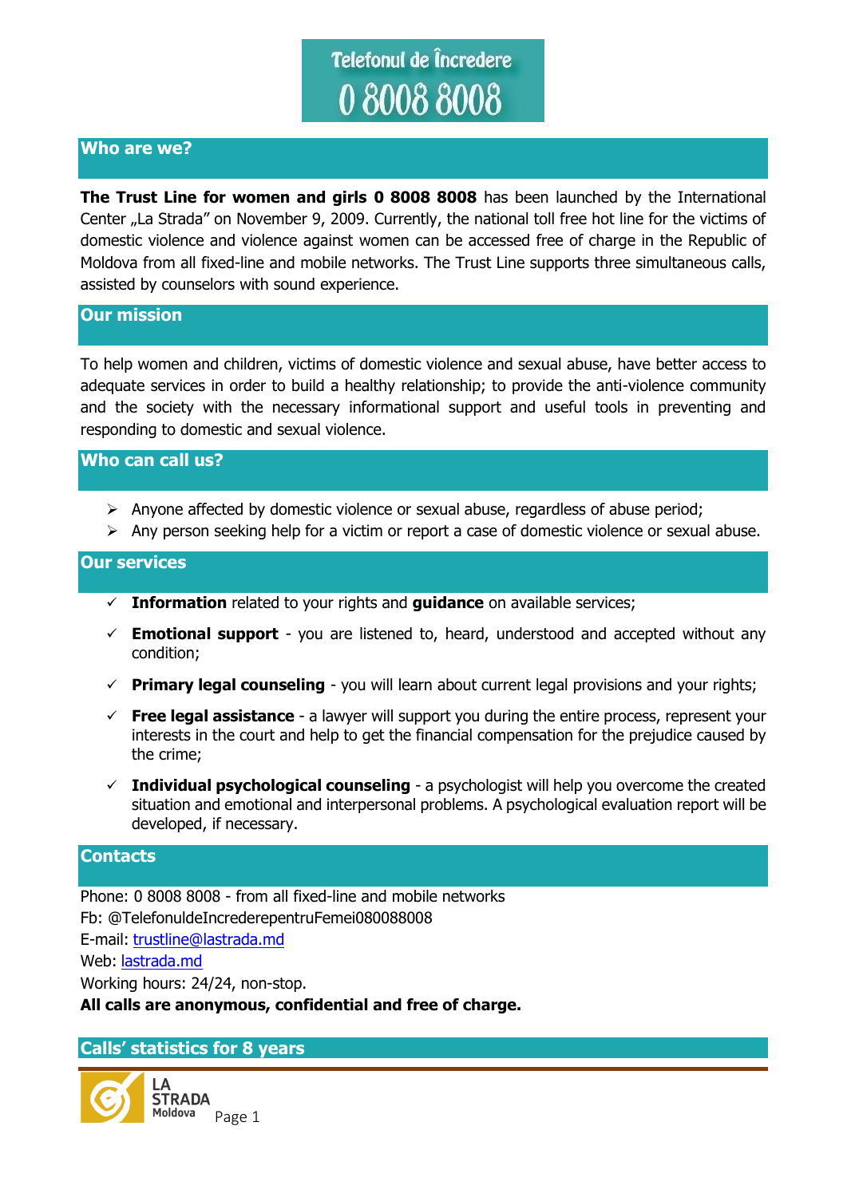# Telefonul de Încredere 0 8008 8008

## Who are we?

**The Trust Line for women and girls 0 8008 8008** has been launched by the International Center „La Strada" on November 9, 2009. Currently, the national toll free hot line for the victims of domestic violence and violence against women can be accessed free of charge in the Republic of Moldova from all fixed-line and mobile networks. The Trust Line supports three simultaneous calls, assisted by counselors with sound experience.

## Our mission

To help women and children, victims of domestic violence and sexual abuse, have better access to adequate services in order to build a healthy relationship; to provide the anti-violence community and the society with the necessary informational support and useful tools in preventing and responding to domestic and sexual violence.

## Who can call us?

- Anyone affected by domestic violence or sexual abuse, regardless of abuse period;
- Any person seeking help for a victim or report a case of domestic violence or sexual abuse.

## Our services

- ✓ **Information** related to your rights and **guidance** on available services;
- ✓ **Emotional support** - you are listened to, heard, understood and accepted without any condition;
- ✓ **Primary legal counseling** - you will learn about current legal provisions and your rights;
- ✓ **Free legal assistance** - a lawyer will support you during the entire process, represent your interests in the court and help to get the financial compensation for the prejudice caused by the crime;
- ✓ **Individual psychological counseling** - a psychologist will help you overcome the created situation and emotional and interpersonal problems. A psychological evaluation report will be developed, if necessary.

## Contacts

Phone: 0 8008 8008 - from all fixed-line and mobile networks
Fb: @TelefonuldeIncrederepentruFemei080088008
E-mail: trustline@lastrada.md
Web: lastrada.md
Working hours: 24/24, non-stop.
**All calls are anonymous, confidential and free of charge.**

## Calls' statistics for 8 years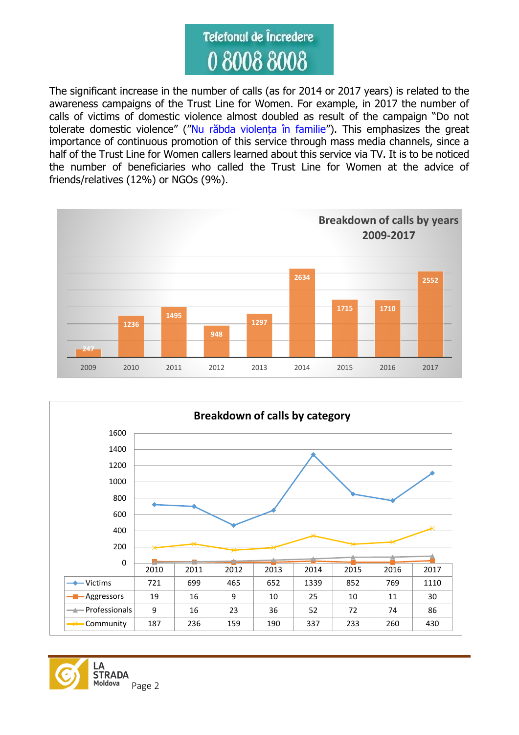Telefonul de Încredere

0 8008 8008

The significant increase in the number of calls (as for 2014 or 2017 years) is related to the awareness campaigns of the Trust Line for Women. For example, in 2017 the number of calls of victims of domestic violence almost doubled as result of the campaign "Do not tolerate domestic violence" ("Nu răbda violența în familie"). This emphasizes the great importance of continuous promotion of this service through mass media channels, since a half of the Trust Line for Women callers learned about this service via TV. It is to be noticed the number of beneficiaries who called the Trust Line for Women at the advice of friends/relatives (12%) or NGOs (9%).

**Breakdown of calls by years 2009-2017**

| Year | Calls |
|---|---|
| 2009 | 247 |
| 2010 | 1236 |
| 2011 | 1495 |
| 2012 | 948 |
| 2013 | 1297 |
| 2014 | 2634 |
| 2015 | 1715 |
| 2016 | 1710 |
| 2017 | 2552 |

**Breakdown of calls by category**

| | 2010 | 2011 | 2012 | 2013 | 2014 | 2015 | 2016 | 2017 |
|---|---|---|---|---|---|---|---|---|
| Victims | 721 | 699 | 465 | 652 | 1339 | 852 | 769 | 1110 |
| Aggressors | 19 | 16 | 9 | 10 | 25 | 10 | 11 | 30 |
| Professionals | 9 | 16 | 23 | 36 | 52 | 72 | 74 | 86 |
| Community | 187 | 236 | 159 | 190 | 337 | 233 | 260 | 430 |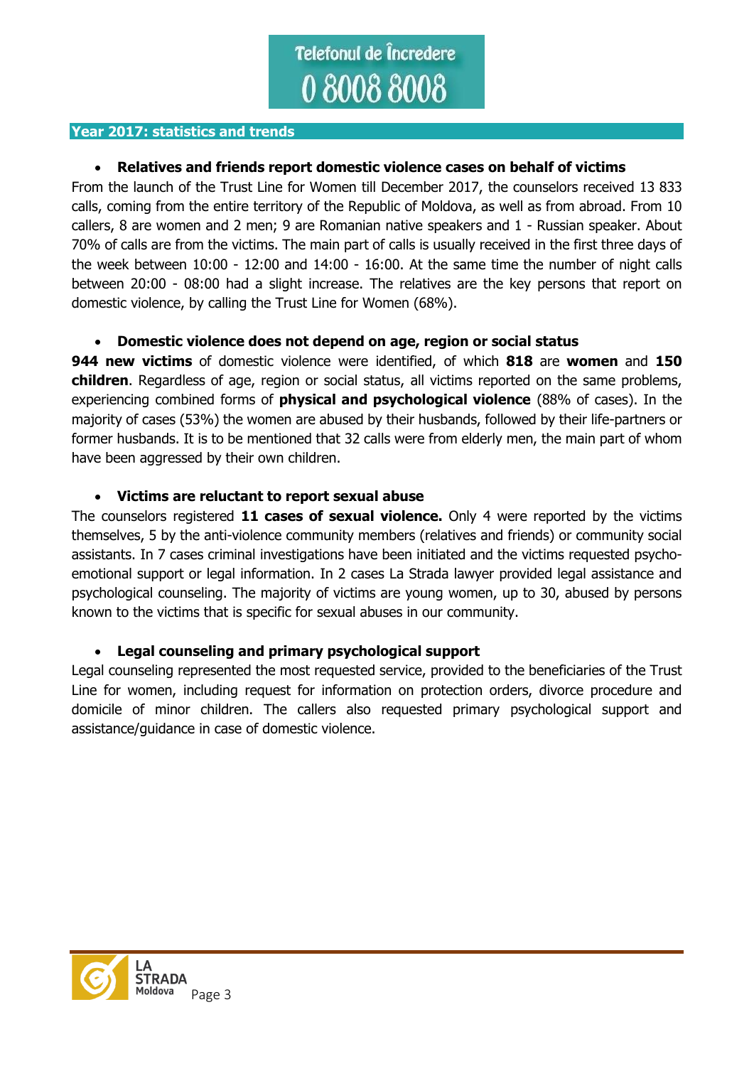Telefonul de Încredere
0 8008 8008

## Year 2017: statistics and trends

- **Relatives and friends report domestic violence cases on behalf of victims**

From the launch of the Trust Line for Women till December 2017, the counselors received 13 833 calls, coming from the entire territory of the Republic of Moldova, as well as from abroad. From 10 callers, 8 are women and 2 men; 9 are Romanian native speakers and 1 - Russian speaker. About 70% of calls are from the victims. The main part of calls is usually received in the first three days of the week between 10:00 - 12:00 and 14:00 - 16:00. At the same time the number of night calls between 20:00 - 08:00 had a slight increase. The relatives are the key persons that report on domestic violence, by calling the Trust Line for Women (68%).

- **Domestic violence does not depend on age, region or social status**

**944 new victims** of domestic violence were identified, of which **818** are **women** and **150 children**. Regardless of age, region or social status, all victims reported on the same problems, experiencing combined forms of **physical and psychological violence** (88% of cases). In the majority of cases (53%) the women are abused by their husbands, followed by their life-partners or former husbands. It is to be mentioned that 32 calls were from elderly men, the main part of whom have been aggressed by their own children.

- **Victims are reluctant to report sexual abuse**

The counselors registered **11 cases of sexual violence.** Only 4 were reported by the victims themselves, 5 by the anti-violence community members (relatives and friends) or community social assistants. In 7 cases criminal investigations have been initiated and the victims requested psycho-emotional support or legal information. In 2 cases La Strada lawyer provided legal assistance and psychological counseling. The majority of victims are young women, up to 30, abused by persons known to the victims that is specific for sexual abuses in our community.

- **Legal counseling and primary psychological support**

Legal counseling represented the most requested service, provided to the beneficiaries of the Trust Line for women, including request for information on protection orders, divorce procedure and domicile of minor children. The callers also requested primary psychological support and assistance/guidance in case of domestic violence.